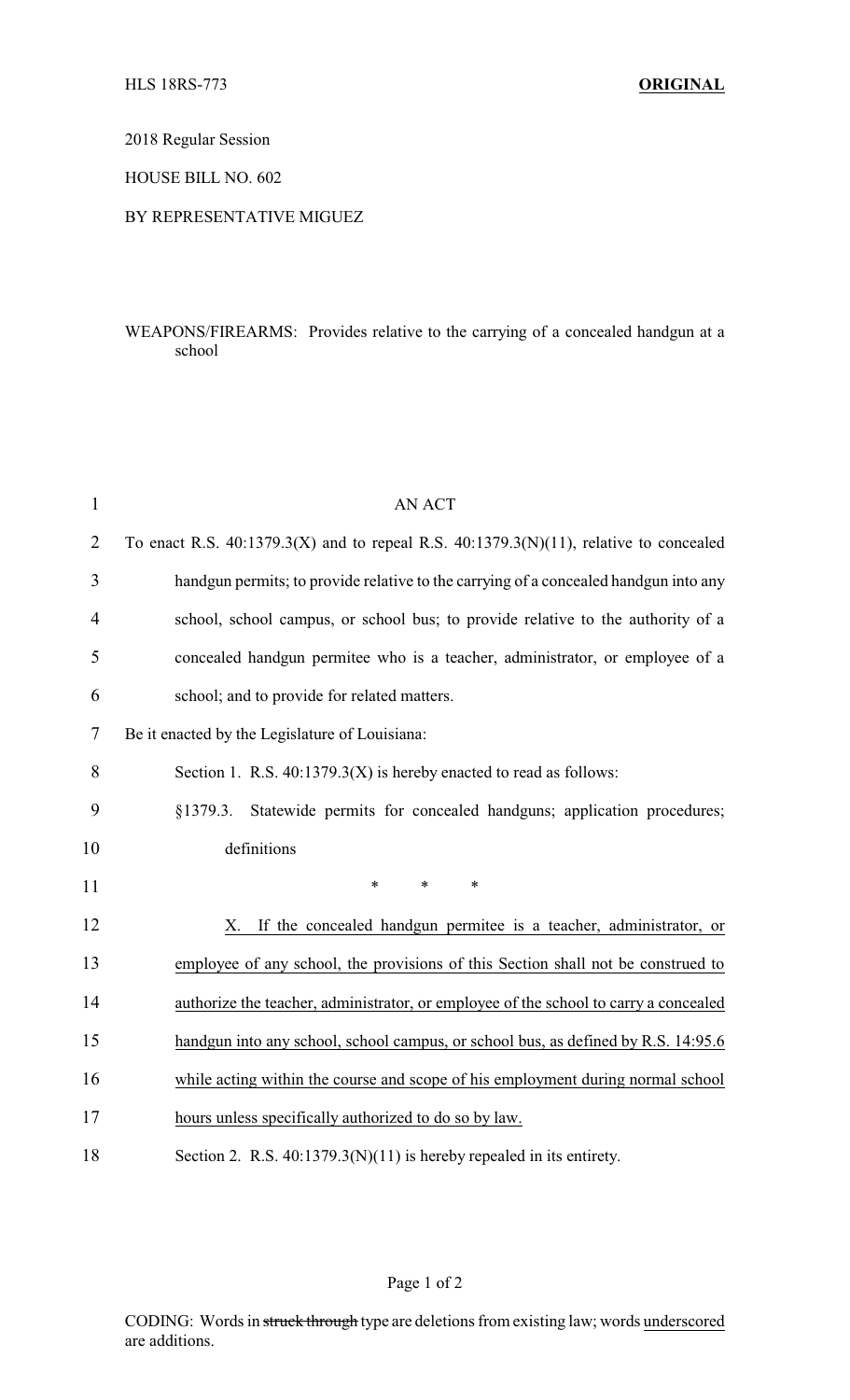HLS 18RS-773 **ORIGINAL**

2018 Regular Session

HOUSE BILL NO. 602

BY REPRESENTATIVE MIGUEZ

WEAPONS/FIREARMS: Provides relative to the carrying of a concealed handgun at a school

AN ACT

To enact R.S. 40:1379.3(X) and to repeal R.S. 40:1379.3(N)(11), relative to concealed handgun permits; to provide relative to the carrying of a concealed handgun into any school, school campus, or school bus; to provide relative to the authority of a concealed handgun permitee who is a teacher, administrator, or employee of a school; and to provide for related matters.

Be it enacted by the Legislature of Louisiana:

Section 1. R.S. 40:1379.3(X) is hereby enacted to read as follows:

§1379.3. Statewide permits for concealed handguns; application procedures; definitions

\* \* \*

X. If the concealed handgun permitee is a teacher, administrator, or employee of any school, the provisions of this Section shall not be construed to authorize the teacher, administrator, or employee of the school to carry a concealed handgun into any school, school campus, or school bus, as defined by R.S. 14:95.6 while acting within the course and scope of his employment during normal school hours unless specifically authorized to do so by law.

Section 2. R.S. 40:1379.3(N)(11) is hereby repealed in its entirety.

CODING: Words in ~~struck through~~ type are deletions from existing law; words underscored are additions.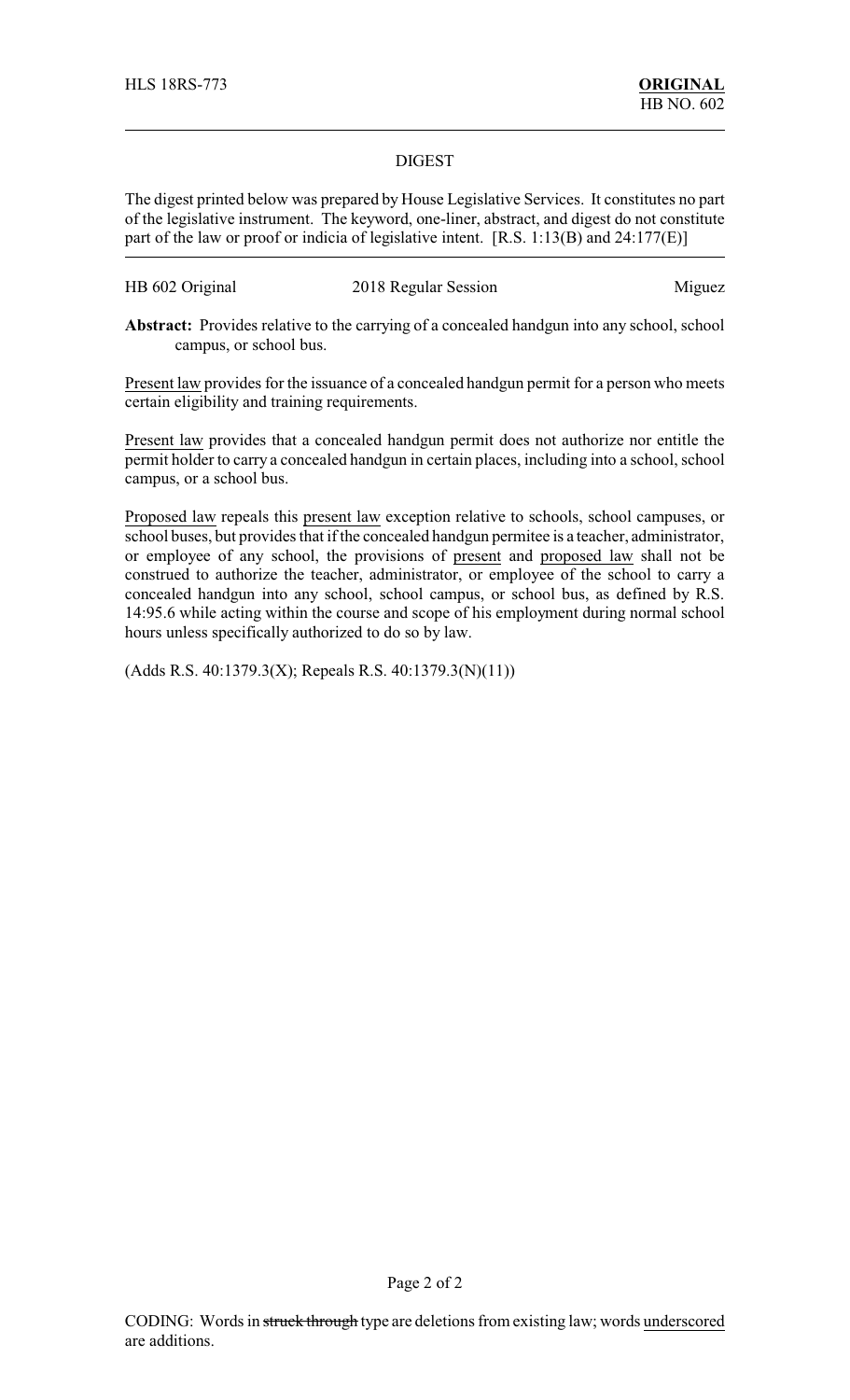HLS 18RS-773 **ORIGINAL**
HB NO. 602

## DIGEST

The digest printed below was prepared by House Legislative Services. It constitutes no part of the legislative instrument. The keyword, one-liner, abstract, and digest do not constitute part of the law or proof or indicia of legislative intent. [R.S. 1:13(B) and 24:177(E)]

HB 602 Original 2018 Regular Session Miguez

**Abstract:** Provides relative to the carrying of a concealed handgun into any school, school campus, or school bus.

Present law provides for the issuance of a concealed handgun permit for a person who meets certain eligibility and training requirements.

Present law provides that a concealed handgun permit does not authorize nor entitle the permit holder to carry a concealed handgun in certain places, including into a school, school campus, or a school bus.

Proposed law repeals this present law exception relative to schools, school campuses, or school buses, but provides that if the concealed handgun permitee is a teacher, administrator, or employee of any school, the provisions of present and proposed law shall not be construed to authorize the teacher, administrator, or employee of the school to carry a concealed handgun into any school, school campus, or school bus, as defined by R.S. 14:95.6 while acting within the course and scope of his employment during normal school hours unless specifically authorized to do so by law.

(Adds R.S. 40:1379.3(X); Repeals R.S. 40:1379.3(N)(11))

CODING: Words in struck through type are deletions from existing law; words underscored are additions.